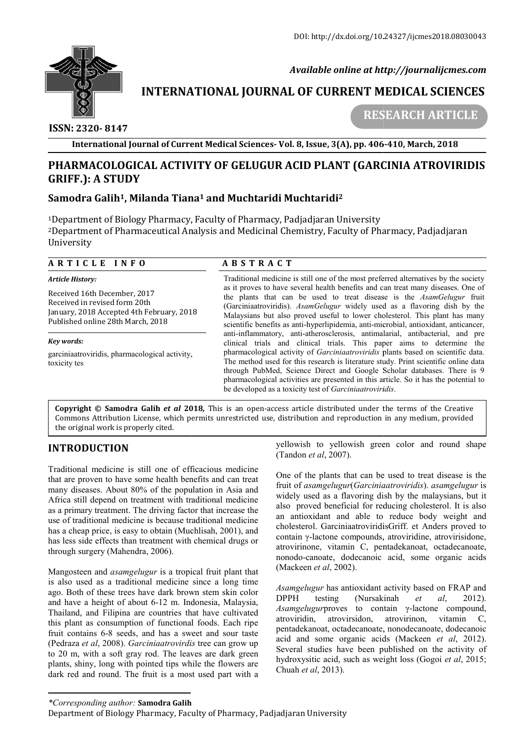DOI: http://dx.doi.org/10.24327/ijcmes2018.08030043

*Available online at http://journalijcmes.com*

**INTERNATIONAL JOURNAL OF CURRENT MEDICAL SCIENCES**

**RESEARCH ARTICLE**

**ISSN: 2320- 8147**

**International Journal of Current Medical Sciences- Vol. 8, Issue, 3(A), pp. 406-410, March, 2018**

# PHARMACOLOGICAL ACTIVITY OF GELUGUR ACID PLANT (GARCINIA ATROVIRIDIS GRIFF.): A STUDY

**Samodra Galih[1], Milanda Tiana[1] and Muchtaridi Muchtaridi[2]**

[1]Department of Biology Pharmacy, Faculty of Pharmacy, Padjadjaran University
[2]Department of Pharmaceutical Analysis and Medicinal Chemistry, Faculty of Pharmacy, Padjadjaran University

## ARTICLE INFO

*Article History:*

Received 16th December, 2017
Received in revised form 20th January, 2018 Accepted 4th February, 2018
Published online 28th March, 2018

*Key words:*

garciniaatroviridis, pharmacological activity, toxicity tes

## ABSTRACT

Traditional medicine is still one of the most preferred alternatives by the society as it proves to have several health benefits and can treat many diseases. One of the plants that can be used to treat disease is the *AsamGelugur* fruit (Garciniaatroviridis). *AsamGelugur* widely used as a flavoring dish by the Malaysians but also proved useful to lower cholesterol. This plant has many scientific benefits as anti-hyperlipidemia, anti-microbial, antioxidant, anticancer, anti-inflammatory, anti-atherosclerosis, antimalarial, antibacterial, and pre clinical trials and clinical trials. This paper aims to determine the pharmacological activity of *Garciniaatroviridis* plants based on scientific data. The method used for this research is literature study. Print scientific online data through PubMed, Science Direct and Google Scholar databases. There is 9 pharmacological activities are presented in this article. So it has the potential to be developed as a toxicity test of *Garciniaatroviridis*.

**Copyright © Samodra Galih *et al* 2018,** This is an open-access article distributed under the terms of the Creative Commons Attribution License, which permits unrestricted use, distribution and reproduction in any medium, provided the original work is properly cited.

## INTRODUCTION

Traditional medicine is still one of efficacious medicine that are proven to have some health benefits and can treat many diseases. About 80% of the population in Asia and Africa still depend on treatment with traditional medicine as a primary treatment. The driving factor that increase the use of traditional medicine is because traditional medicine has a cheap price, is easy to obtain (Muchlisah, 2001), and has less side effects than treatment with chemical drugs or through surgery (Mahendra, 2006).

Mangosteen and *asamgelugur* is a tropical fruit plant that is also used as a traditional medicine since a long time ago. Both of these trees have dark brown stem skin color and have a height of about 6-12 m. Indonesia, Malaysia, Thailand, and Filipina are countries that have cultivated this plant as consumption of functional foods. Each ripe fruit contains 6-8 seeds, and has a sweet and sour taste (Pedraza *et al*, 2008). *Garciniaatrovirdis* tree can grow up to 20 m, with a soft gray rod. The leaves are dark green plants, shiny, long with pointed tips while the flowers are dark red and round. The fruit is a most used part with a yellowish to yellowish green color and round shape (Tandon *et al*, 2007).

One of the plants that can be used to treat disease is the fruit of *asamgelugur*(*Garciniaatroviridis*). *asamgelugur* is widely used as a flavoring dish by the malaysians, but it also proved beneficial for reducing cholesterol. It is also an antioxidant and able to reduce body weight and cholesterol. GarciniaatroviridisGriff. et Anders proved to contain γ-lactone compounds, atroviridine, atrovirisidone, atrovirinone, vitamin C, pentadekanoat, octadecanoate, nonodo-canoate, dodecanoic acid, some organic acids (Mackeen *et al*, 2002).

*Asamgelugur* has antioxidant activity based on FRAP and DPPH testing (Nursakinah *et al*, 2012). *Asamgelugur*proves to contain γ-lactone compound, atroviridin, atrovirsidon, atrovirinon, vitamin C, pentadekanoat, octadecanoate, nonodecanoate, dodecanoic acid and some organic acids (Mackeen *et al*, 2012). Several studies have been published on the activity of hydroxysitic acid, such as weight loss (Gogoi *et al*, 2015; Chuah *et al*, 2013).

*\*Corresponding author:* **Samodra Galih**
Department of Biology Pharmacy, Faculty of Pharmacy, Padjadjaran University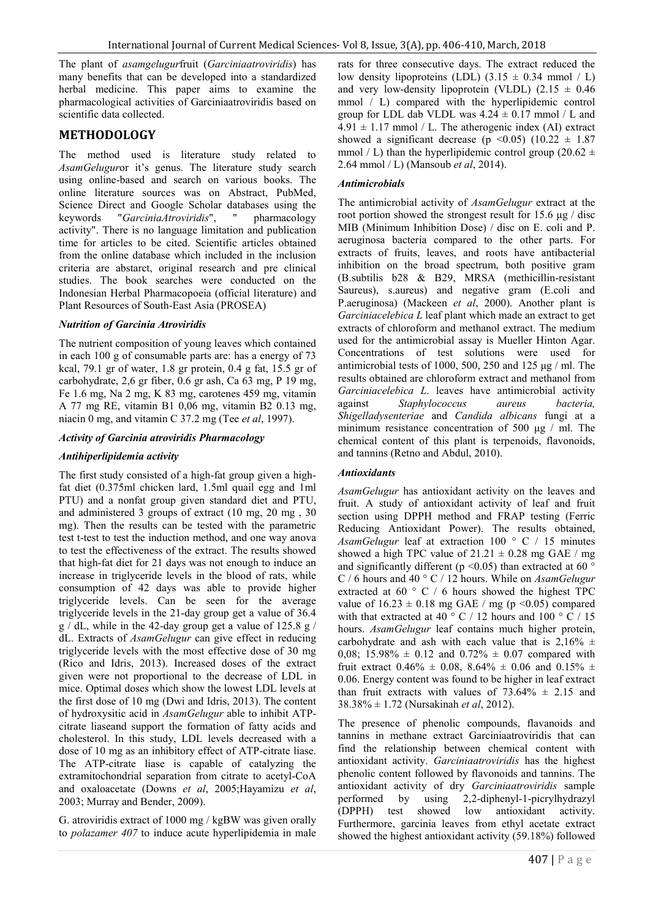The plant of *asamgelugur*fruit (*Garciniaatroviridis*) has many benefits that can be developed into a standardized herbal medicine. This paper aims to examine the pharmacological activities of Garciniaatroviridis based on scientific data collected.

## METHODOLOGY

The method used is literature study related to *AsamGelugur*or it's genus. The literature study search using online-based and search on various books. The online literature sources was on Abstract, PubMed, Science Direct and Google Scholar databases using the keywords "*GarciniaAtroviridis*", " pharmacology activity". There is no language limitation and publication time for articles to be cited. Scientific articles obtained from the online database which included in the inclusion criteria are abstarct, original research and pre clinical studies. The book searches were conducted on the Indonesian Herbal Pharmacopoeia (official literature) and Plant Resources of South-East Asia (PROSEA)

### *Nutrition of Garcinia Atroviridis*

The nutrient composition of young leaves which contained in each 100 g of consumable parts are: has a energy of 73 kcal, 79.1 gr of water, 1.8 gr protein, 0.4 g fat, 15.5 gr of carbohydrate, 2,6 gr fiber, 0.6 gr ash, Ca 63 mg, P 19 mg, Fe 1.6 mg, Na 2 mg, K 83 mg, carotenes 459 mg, vitamin A 77 mg RE, vitamin B1 0,06 mg, vitamin B2 0.13 mg, niacin 0 mg, and vitamin C 37.2 mg (Tee *et al*, 1997).

### *Activity of Garcinia atroviridis Pharmacology*

### *Antihiperlipidemia activity*

The first study consisted of a high-fat group given a high-fat diet (0.375ml chicken lard, 1.5ml quail egg and 1ml PTU) and a nonfat group given standard diet and PTU, and administered 3 groups of extract (10 mg, 20 mg , 30 mg). Then the results can be tested with the parametric test t-test to test the induction method, and one way anova to test the effectiveness of the extract. The results showed that high-fat diet for 21 days was not enough to induce an increase in triglyceride levels in the blood of rats, while consumption of 42 days was able to provide higher triglyceride levels. Can be seen for the average triglyceride levels in the 21-day group get a value of 36.4 g / dL, while in the 42-day group get a value of 125.8 g / dL. Extracts of *AsamGelugur* can give effect in reducing triglyceride levels with the most effective dose of 30 mg (Rico and Idris, 2013). Increased doses of the extract given were not proportional to the decrease of LDL in mice. Optimal doses which show the lowest LDL levels at the first dose of 10 mg (Dwi and Idris, 2013). The content of hydroxysitic acid in *AsamGelugur* able to inhibit ATP-citrate liaseand support the formation of fatty acids and cholesterol. In this study, LDL levels decreased with a dose of 10 mg as an inhibitory effect of ATP-citrate liase. The ATP-citrate liase is capable of catalyzing the extramitochondrial separation from citrate to acetyl-CoA and oxaloacetate (Downs *et al*, 2005;Hayamizu *et al*, 2003; Murray and Bender, 2009).

G. atroviridis extract of 1000 mg / kgBW was given orally to *polazamer 407* to induce acute hyperlipidemia in male rats for three consecutive days. The extract reduced the low density lipoproteins (LDL) ($3.15 \pm 0.34$ mmol / L) and very low-density lipoprotein (VLDL) ($2.15 \pm 0.46$ mmol / L) compared with the hyperlipidemic control group for LDL dab VLDL was $4.24 \pm 0.17$ mmol / L and $4.91 \pm 1.17$ mmol / L. The atherogenic index (AI) extract showed a significant decrease ($p < 0.05$) ($10.22 \pm 1.87$ mmol / L) than the hyperlipidemic control group ($20.62 \pm 2.64$ mmol / L) (Mansoub *et al*, 2014).

### *Antimicrobials*

The antimicrobial activity of *AsamGelugur* extract at the root portion showed the strongest result for 15.6 µg / disc MIB (Minimum Inhibition Dose) / disc on E. coli and P. aeruginosa bacteria compared to the other parts. For extracts of fruits, leaves, and roots have antibacterial inhibition on the broad spectrum, both positive gram (B.subtilis b28 & B29, MRSA (methicillin-resistant Saureus), s.aureus) and negative gram (E.coli and P.aeruginosa) (Mackeen *et al*, 2000). Another plant is *Garciniacelebica L* leaf plant which made an extract to get extracts of chloroform and methanol extract. The medium used for the antimicrobial assay is Mueller Hinton Agar. Concentrations of test solutions were used for antimicrobial tests of 1000, 500, 250 and 125 µg / ml. The results obtained are chloroform extract and methanol from *Garciniacelebica L*. leaves have antimicrobial activity against *Staphylococcus aureus bacteria, Shigelladysenteriae* and *Candida albicans* fungi at a minimum resistance concentration of 500 µg / ml. The chemical content of this plant is terpenoids, flavonoids, and tannins (Retno and Abdul, 2010).

### *Antioxidants*

*AsamGelugur* has antioxidant activity on the leaves and fruit. A study of antioxidant activity of leaf and fruit section using DPPH method and FRAP testing (Ferric Reducing Antioxidant Power). The results obtained, *AsamGelugur* leaf at extraction 100 ° C / 15 minutes showed a high TPC value of $21.21 \pm 0.28$ mg GAE / mg and significantly different ($p < 0.05$) than extracted at 60 ° C / 6 hours and 40 ° C / 12 hours. While on *AsamGelugur* extracted at 60 ° C / 6 hours showed the highest TPC value of $16.23 \pm 0.18$ mg GAE / mg ($p < 0.05$) compared with that extracted at 40 ° C / 12 hours and 100 ° C / 15 hours. *AsamGelugur* leaf contains much higher protein, carbohydrate and ash with each value that is 2,16% $\pm$ 0,08; 15.98% $\pm$ 0.12 and 0.72% $\pm$ 0.07 compared with fruit extract 0.46% $\pm$ 0.08, 8.64% $\pm$ 0.06 and 0.15% $\pm$ 0.06. Energy content was found to be higher in leaf extract than fruit extracts with values of 73.64% $\pm$ 2.15 and 38.38% $\pm$ 1.72 (Nursakinah *et al*, 2012).

The presence of phenolic compounds, flavanoids and tannins in methane extract Garciniaatroviridis that can find the relationship between chemical content with antioxidant activity. *Garciniaatroviridis* has the highest phenolic content followed by flavonoids and tannins. The antioxidant activity of dry *Garciniaatroviridis* sample performed by using 2,2-diphenyl-1-picrylhydrazyl (DPPH) test showed low antioxidant activity. Furthermore, garcinia leaves from ethyl acetate extract showed the highest antioxidant activity (59.18%) followed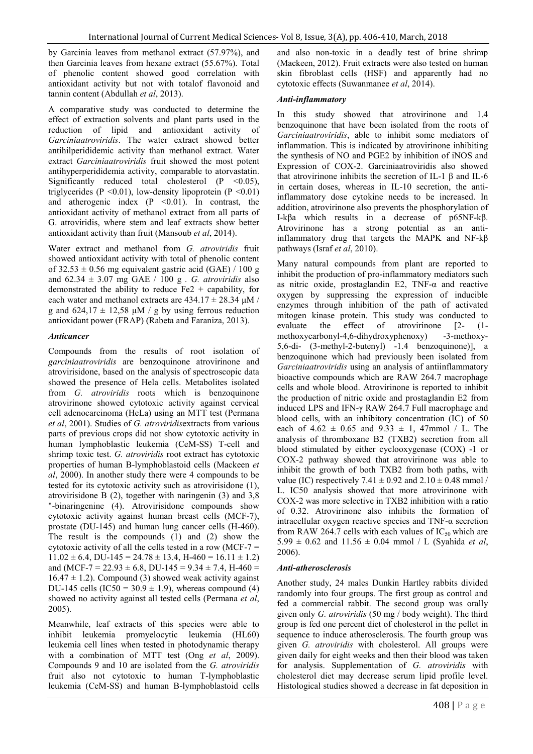by Garcinia leaves from methanol extract (57.97%), and then Garcinia leaves from hexane extract (55.67%). Total of phenolic content showed good correlation with antioxidant activity but not with totalof flavonoid and tannin content (Abdullah *et al*, 2013).

A comparative study was conducted to determine the effect of extraction solvents and plant parts used in the reduction of lipid and antioxidant activity of *Garciniaatroviridis*. The water extract showed better antihilperididemic activity than methanol extract. Water extract *Garciniaatroviridis* fruit showed the most potent antihyperperididemia activity, comparable to atorvastatin. Significantly reduced total cholesterol ($P < 0.05$), triglycerides ($P < 0.01$), low-density lipoprotein ($P < 0.01$) and atherogenic index ($P < 0.01$). In contrast, the antioxidant activity of methanol extract from all parts of G. atroviridis, where stem and leaf extracts show better antioxidant activity than fruit (Mansoub *et al*, 2014).

Water extract and methanol from *G. atroviridis* fruit showed antioxidant activity with total of phenolic content of $32.53 \pm 0.56$ mg equivalent gastric acid (GAE) / 100 g and $62.34 \pm 3.07$ mg GAE / 100 g . *G. atroviridis* also demonstrated the ability to reduce Fe2 + capability, for each water and methanol extracts are $434.17 \pm 28.34$ μM / g and $624,17 \pm 12,58$ μM / g by using ferrous reduction antioxidant power (FRAP) (Rabeta and Faraniza, 2013).

### *Anticancer*

Compounds from the results of root isolation of *garciniaatroviridis* are benzoquinone atrovirinone and atrovirisidone, based on the analysis of spectroscopic data showed the presence of Hela cells. Metabolites isolated from *G. atroviridis* roots which is benzoquinone atrovirinone showed cytotoxic activity against cervical cell adenocarcinoma (HeLa) using an MTT test (Permana *et al*, 2001). Studies of *G. atroviridis*extracts from various parts of previous crops did not show cytotoxic activity in human lymphoblastic leukemia (CeM-SS) T-cell and shrimp toxic test. *G. atroviridis* root extract has cytotoxic properties of human B-lymphoblastoid cells (Mackeen *et al*, 2000). In another study there were 4 compounds to be tested for its cytotoxic activity such as atrovirisidone (1), atrovirisidone B (2), together with naringenin (3) and 3,8 "-binaringenine (4). Atrovirisidone compounds show cytotoxic activity against human breast cells (MCF-7), prostate (DU-145) and human lung cancer cells (H-460). The result is the compounds (1) and (2) show the cytotoxic activity of all the cells tested in a row (MCF-7 = $11.02 \pm 6.4$, DU-145 = $24.78 \pm 13.4$, H-460 = $16.11 \pm 1.2$) and (MCF-7 = $22.93 \pm 6.8$, DU-145 = $9.34 \pm 7.4$, H-460 = $16.47 \pm 1.2$). Compound (3) showed weak activity against DU-145 cells (IC50 = $30.9 \pm 1.9$), whereas compound (4) showed no activity against all tested cells (Permana *et al*, 2005).

Meanwhile, leaf extracts of this species were able to inhibit leukemia promyelocytic leukemia (HL60) leukemia cell lines when tested in photodynamic therapy with a combination of MTT test (Ong *et al*, 2009). Compounds 9 and 10 are isolated from the *G. atroviridis* fruit also not cytotoxic to human T-lymphoblastic leukemia (CeM-SS) and human B-lymphoblastoid cells and also non-toxic in a deadly test of brine shrimp (Mackeen, 2012). Fruit extracts were also tested on human skin fibroblast cells (HSF) and apparently had no cytotoxic effects (Suwanmanee *et al*, 2014).

### *Anti-inflammatory*

In this study showed that atrovirinone and 1.4 benzoquinone that have been isolated from the roots of *Garciniaatroviridis*, able to inhibit some mediators of inflammation. This is indicated by atrovirinone inhibiting the synthesis of NO and PGE2 by inhibition of iNOS and Expression of COX-2. Garciniaatroviridis also showed that atrovirinone inhibits the secretion of IL-1 β and IL-6 in certain doses, whereas in IL-10 secretion, the anti-inflammatory dose cytokine needs to be increased. In addition, atrovirinone also prevents the phosphorylation of I-kβa which results in a decrease of p65NF-kβ. Atrovirinone has a strong potential as an anti-inflammatory drug that targets the MAPK and NF-kβ pathways (Israf *et al*, 2010).

Many natural compounds from plant are reported to inhibit the production of pro-inflammatory mediators such as nitric oxide, prostaglandin E2, TNF-α and reactive oxygen by suppressing the expression of inducible enzymes through inhibition of the path of activated mitogen kinase protein. This study was conducted to evaluate the effect of atrovirinone [2- (1-methoxycarbonyl-4,6-dihydroxyphenoxy) -3-methoxy-5,6-di- (3-methyl-2-butenyl) -1.4 benzoquinone)], a benzoquinone which had previously been isolated from *Garciniaatroviridis* using an analysis of antiinflammatory bioactive compounds which are RAW 264.7 macrophage cells and whole blood. Atrovirinone is reported to inhibit the production of nitric oxide and prostaglandin E2 from induced LPS and IFN-γ RAW 264.7 Full macrophage and blood cells, with an inhibitory concentration (IC) of 50 each of $4.62 \pm 0.65$ and $9.33 \pm 1$, 47mmol / L. The analysis of thromboxane B2 (TXB2) secretion from all blood stimulated by either cyclooxygenase (COX) -1 or COX-2 pathway showed that atrovirinone was able to inhibit the growth of both TXB2 from both paths, with value (IC) respectively $7.41 \pm 0.92$ and $2.10 \pm 0.48$ mmol / L. IC50 analysis showed that more atrovirinone with COX-2 was more selective in TXB2 inhibition with a ratio of 0.32. Atrovirinone also inhibits the formation of intracellular oxygen reactive species and TNF-α secretion from RAW 264.7 cells with each values of $IC_{50}$ which are $5.99 \pm 0.62$ and $11.56 \pm 0.04$ mmol / L (Syahida *et al*, 2006).

### *Anti-atherosclerosis*

Another study, 24 males Dunkin Hartley rabbits divided randomly into four groups. The first group as control and fed a commercial rabbit. The second group was orally given only *G. atroviridis* (50 mg / body weight). The third group is fed one percent diet of cholesterol in the pellet in sequence to induce atherosclerosis. The fourth group was given *G. atroviridis* with cholesterol. All groups were given daily for eight weeks and then their blood was taken for analysis. Supplementation of *G. atroviridis* with cholesterol diet may decrease serum lipid profile level. Histological studies showed a decrease in fat deposition in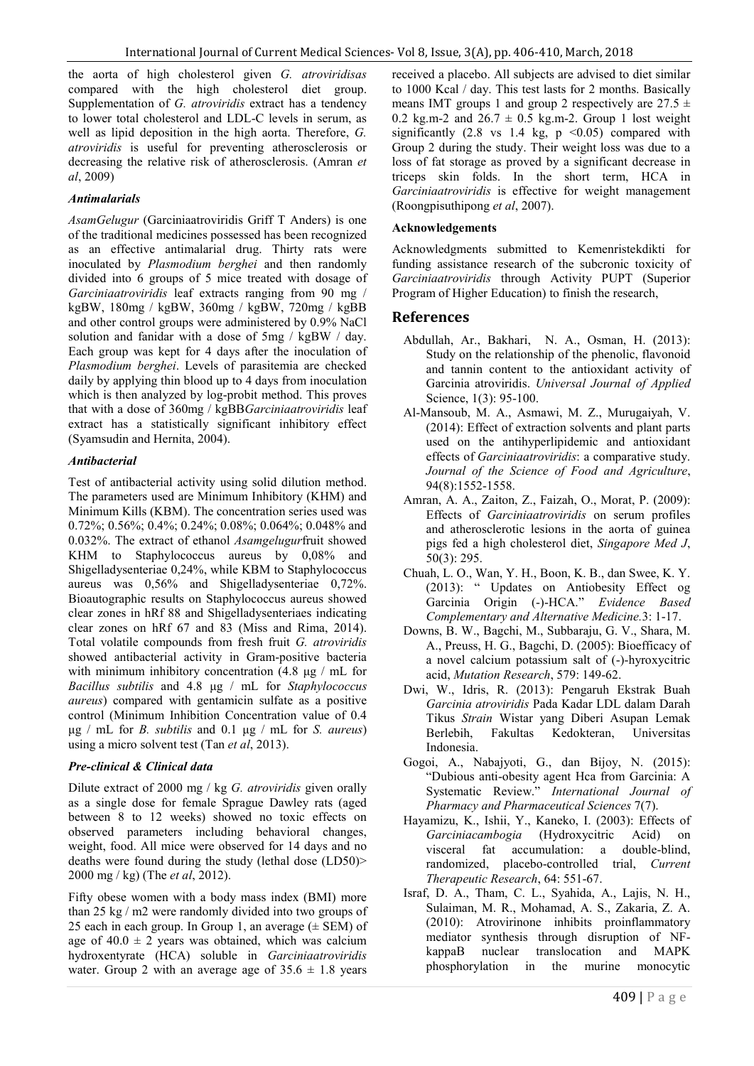the aorta of high cholesterol given *G. atroviridisas* compared with the high cholesterol diet group. Supplementation of *G. atroviridis* extract has a tendency to lower total cholesterol and LDL-C levels in serum, as well as lipid deposition in the high aorta. Therefore, *G. atroviridis* is useful for preventing atherosclerosis or decreasing the relative risk of atherosclerosis. (Amran *et al*, 2009)

### *Antimalarials*

*AsamGelugur* (Garciniaatroviridis Griff T Anders) is one of the traditional medicines possessed has been recognized as an effective antimalarial drug. Thirty rats were inoculated by *Plasmodium berghei* and then randomly divided into 6 groups of 5 mice treated with dosage of *Garciniaatroviridis* leaf extracts ranging from 90 mg / kgBW, 180mg / kgBW, 360mg / kgBW, 720mg / kgBB and other control groups were administered by 0.9% NaCl solution and fanidar with a dose of 5mg / kgBW / day. Each group was kept for 4 days after the inoculation of *Plasmodium berghei*. Levels of parasitemia are checked daily by applying thin blood up to 4 days from inoculation which is then analyzed by log-probit method. This proves that with a dose of 360mg / kgBB*Garciniaatroviridis* leaf extract has a statistically significant inhibitory effect (Syamsudin and Hernita, 2004).

### *Antibacterial*

Test of antibacterial activity using solid dilution method. The parameters used are Minimum Inhibitory (KHM) and Minimum Kills (KBM). The concentration series used was 0.72%; 0.56%; 0.4%; 0.24%; 0.08%; 0.064%; 0.048% and 0.032%. The extract of ethanol *Asamgelugur*fruit showed KHM to Staphylococcus aureus by 0,08% and Shigelladysenteriae 0,24%, while KBM to Staphylococcus aureus was 0,56% and Shigelladysenteriae 0,72%. Bioautographic results on Staphylococcus aureus showed clear zones in hRf 88 and Shigelladysenteriaes indicating clear zones on hRf 67 and 83 (Miss and Rima, 2014). Total volatile compounds from fresh fruit *G. atroviridis* showed antibacterial activity in Gram-positive bacteria with minimum inhibitory concentration (4.8 μg / mL for *Bacillus subtilis* and 4.8 μg / mL for *Staphylococcus aureus*) compared with gentamicin sulfate as a positive control (Minimum Inhibition Concentration value of 0.4 μg / mL for *B. subtilis* and 0.1 μg / mL for *S. aureus*) using a micro solvent test (Tan *et al*, 2013).

### *Pre-clinical & Clinical data*

Dilute extract of 2000 mg / kg *G. atroviridis* given orally as a single dose for female Sprague Dawley rats (aged between 8 to 12 weeks) showed no toxic effects on observed parameters including behavioral changes, weight, food. All mice were observed for 14 days and no deaths were found during the study (lethal dose (LD50)> 2000 mg / kg) (The *et al*, 2012).

Fifty obese women with a body mass index (BMI) more than 25 kg / m2 were randomly divided into two groups of 25 each in each group. In Group 1, an average (± SEM) of age of 40.0 ± 2 years was obtained, which was calcium hydroxentyrate (HCA) soluble in *Garciniaatroviridis* water. Group 2 with an average age of 35.6 ± 1.8 years received a placebo. All subjects are advised to diet similar to 1000 Kcal / day. This test lasts for 2 months. Basically means IMT groups 1 and group 2 respectively are 27.5 ± 0.2 kg.m-2 and 26.7 ± 0.5 kg.m-2. Group 1 lost weight significantly (2.8 vs 1.4 kg, p <0.05) compared with Group 2 during the study. Their weight loss was due to a loss of fat storage as proved by a significant decrease in triceps skin folds. In the short term, HCA in *Garciniaatroviridis* is effective for weight management (Roongpisuthipong *et al*, 2007).

#### Acknowledgements

Acknowledgments submitted to Kemenristekdikti for funding assistance research of the subcronic toxicity of *Garciniaatroviridis* through Activity PUPT (Superior Program of Higher Education) to finish the research,

## References

- Abdullah, Ar., Bakhari, N. A., Osman, H. (2013): Study on the relationship of the phenolic, flavonoid and tannin content to the antioxidant activity of Garcinia atroviridis. *Universal Journal of Applied* Science, 1(3): 95-100.
- Al-Mansoub, M. A., Asmawi, M. Z., Murugaiyah, V. (2014): Effect of extraction solvents and plant parts used on the antihyperlipidemic and antioxidant effects of *Garciniaatroviridis*: a comparative study. *Journal of the Science of Food and Agriculture*, 94(8):1552-1558.
- Amran, A. A., Zaiton, Z., Faizah, O., Morat, P. (2009): Effects of *Garciniaatroviridis* on serum profiles and atherosclerotic lesions in the aorta of guinea pigs fed a high cholesterol diet, *Singapore Med J*, 50(3): 295.
- Chuah, L. O., Wan, Y. H., Boon, K. B., dan Swee, K. Y. (2013): " Updates on Antiobesity Effect og Garcinia Origin (-)-HCA." *Evidence Based Complementary and Alternative Medicine.*3: 1-17.
- Downs, B. W., Bagchi, M., Subbaraju, G. V., Shara, M. A., Preuss, H. G., Bagchi, D. (2005): Bioefficacy of a novel calcium potassium salt of (-)-hyroxycitric acid, *Mutation Research*, 579: 149-62.
- Dwi, W., Idris, R. (2013): Pengaruh Ekstrak Buah *Garcinia atroviridis* Pada Kadar LDL dalam Darah Tikus *Strain* Wistar yang Diberi Asupan Lemak Berlebih, Fakultas Kedokteran, Universitas Indonesia.
- Gogoi, A., Nabajyoti, G., dan Bijoy, N. (2015): "Dubious anti-obesity agent Hca from Garcinia: A Systematic Review." *International Journal of Pharmacy and Pharmaceutical Sciences* 7(7).
- Hayamizu, K., Ishii, Y., Kaneko, I. (2003): Effects of *Garciniacambogia* (Hydroxycitric Acid) on visceral fat accumulation: a double-blind, randomized, placebo-controlled trial, *Current Therapeutic Research*, 64: 551-67.
- Israf, D. A., Tham, C. L., Syahida, A., Lajis, N. H., Sulaiman, M. R., Mohamad, A. S., Zakaria, Z. A. (2010): Atrovirinone inhibits proinflammatory mediator synthesis through disruption of NF-kappaB nuclear translocation and MAPK phosphorylation in the murine monocytic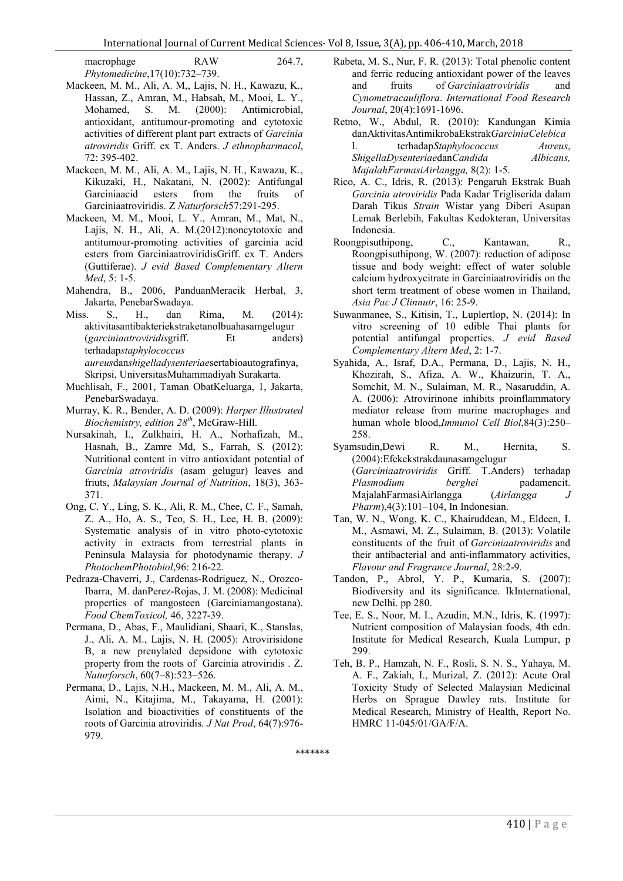macrophage RAW 264.7, *Phytomedicine*,17(10):732–739.

Mackeen, M. M., Ali, A. M,, Lajis, N. H., Kawazu, K., Hassan, Z., Amran, M., Habsah, M., Mooi, L. Y., Mohamed, S. M. (2000): Antimicrobial, antioxidant, antitumour-promoting and cytotoxic activities of different plant part extracts of *Garcinia atroviridis* Griff. ex T. Anders. *J ethnopharmacol*, 72: 395-402.

Mackeen, M. M., Ali, A. M., Lajis, N. H., Kawazu, K., Kikuzaki, H., Nakatani, N. (2002): Antifungal Garciniaacid esters from the fruits of Garciniaatroviridis. Z *Naturforsch*57:291-295.

Mackeen, M. M., Mooi, L. Y., Amran, M., Mat, N., Lajis, N. H., Ali, A. M.(2012):noncytotoxic and antitumour-promoting activities of garcinia acid esters from GarciniaatroviridisGriff. ex T. Anders (Guttiferae). *J evid Based Complementary Altern Med*, 5: 1-5.

Mahendra, B., 2006, PanduanMeracik Herbal, 3, Jakarta, PenebarSwadaya.

Miss. S., H., dan Rima, M. (2014): aktivitasantibakteriekstraketanolbuahasamgelugur (*garciniaatroviridis*griff. Et anders) terhadap*staphylococcus aureus*dan*shigelladysenteriae*sertabioautografinya, Skripsi, UniversitasMuhammadiyah Surakarta.

Muchlisah, F., 2001, Taman ObatKeluarga, 1, Jakarta, PenebarSwadaya.

Murray, K. R., Bender, A. D. (2009): *Harper Illustrated Biochemistry, edition 28th*, McGraw-Hill.

Nursakinah, I., Zulkhairi, H. A., Norhafizah, M., Hasnah, B., Zamre Md, S., Farrah, S. (2012): Nutritional content in vitro antioxidant potential of *Garcinia atroviridis* (asam gelugur) leaves and friuts, *Malaysian Journal of Nutrition*, 18(3), 363-371.

Ong, C. Y., Ling, S. K., Ali, R. M., Chee, C. F., Samah, Z. A., Ho, A. S., Teo, S. H., Lee, H. B. (2009): Systematic analysis of in vitro photo-cytotoxic activity in extracts from terrestrial plants in Peninsula Malaysia for photodynamic therapy. *J PhotochemPhotobiol*,96: 216-22.

Pedraza-Chaverri, J., Cardenas-Rodriguez, N., Orozco-Ibarra, M. danPerez-Rojas, J. M. (2008): Medicinal properties of mangosteen (Garciniamangostana). *Food ChemToxicol,* 46, 3227-39.

Permana, D., Abas, F., Maulidiani, Shaari, K., Stanslas, J., Ali, A. M., Lajis, N. H. (2005): Atrovirisidone B, a new prenylated depsidone with cytotoxic property from the roots of Garcinia atroviridis . Z. *Naturforsch*, 60(7–8):523–526.

Permana, D., Lajis, N.H., Mackeen, M. M., Ali, A. M., Aimi, N., Kitajima, M., Takayama, H. (2001): Isolation and bioactivities of constituents of the roots of Garcinia atroviridis. *J Nat Prod*, 64(7):976-979.

Rabeta, M. S., Nur, F. R. (2013): Total phenolic content and ferric reducing antioxidant power of the leaves and fruits of *Garciniaatroviridis* and *Cynometracauliflora*. *International Food Research Journal*, 20(4):1691-1696.

Retno, W., Abdul, R. (2010): Kandungan Kimia danAktivitasAntimikrobaEkstrak*GarciniaCelebica* l. terhadap*Staphylococcus Aureus*, *ShigellaDysenteriae*dan*Candida Albicans, MajalahFarmasiAirlangga,* 8(2): 1-5.

Rico, A. C., Idris, R. (2013): Pengaruh Ekstrak Buah *Garcinia atroviridis* Pada Kadar Trigliserida dalam Darah Tikus *Strain* Wistar yang Diberi Asupan Lemak Berlebih, Fakultas Kedokteran, Universitas Indonesia.

Roongpisuthipong, C., Kantawan, R., Roongpisuthipong, W. (2007): reduction of adipose tissue and body weight: effect of water soluble calcium hydroxycitrate in Garciniaatroviridis on the short term treatment of obese women in Thailand, *Asia Pac J Clinnutr*, 16: 25-9.

Suwanmanee, S., Kitisin, T., Luplertlop, N. (2014): In vitro screening of 10 edible Thai plants for potential antifungal properties. *J evid Based Complementary Altern Med*, 2: 1-7.

Syahida, A., Israf, D.A., Permana, D., Lajis, N. H., Khozirah, S., Afiza, A. W., Khaizurin, T. A., Somchit, M. N., Sulaiman, M. R., Nasaruddin, A. A. (2006): Atrovirinone inhibits proinflammatory mediator release from murine macrophages and human whole blood,*Immunol Cell Biol*,84(3):250–258.

Syamsudin,Dewi R. M., Hernita, S. (2004):Efekekstrakdaunasamgelugur (*Garciniaatroviridis* Griff. T.Anders) terhadap *Plasmodium berghei* padamencit. MajalahFarmasiAirlangga (*Airlangga J Pharm*),4(3):101–104, In Indonesian.

Tan, W. N., Wong, K. C., Khairuddean, M., Eldeen, I. M., Asmawi, M. Z., Sulaiman, B. (2013): Volatile constituents of the fruit of *Garciniaatroviridis* and their antibacterial and anti-inflammatory activities, *Flavour and Fragrance Journal*, 28:2-9.

Tandon, P., Abrol, Y. P., Kumaria, S. (2007): Biodiversity and its significance. IkInternational, new Delhi. pp 280.

Tee, E. S., Noor, M. I., Azudin, M.N., Idris, K. (1997): Nutrient composition of Malaysian foods, 4th edn. Institute for Medical Research, Kuala Lumpur, p 299.

Teh, B. P., Hamzah, N. F., Rosli, S. N. S., Yahaya, M. A. F., Zakiah, I., Murizal, Z. (2012): Acute Oral Toxicity Study of Selected Malaysian Medicinal Herbs on Sprague Dawley rats. Institute for Medical Research, Ministry of Health, Report No. HMRC 11-045/01/GA/F/A.

*******